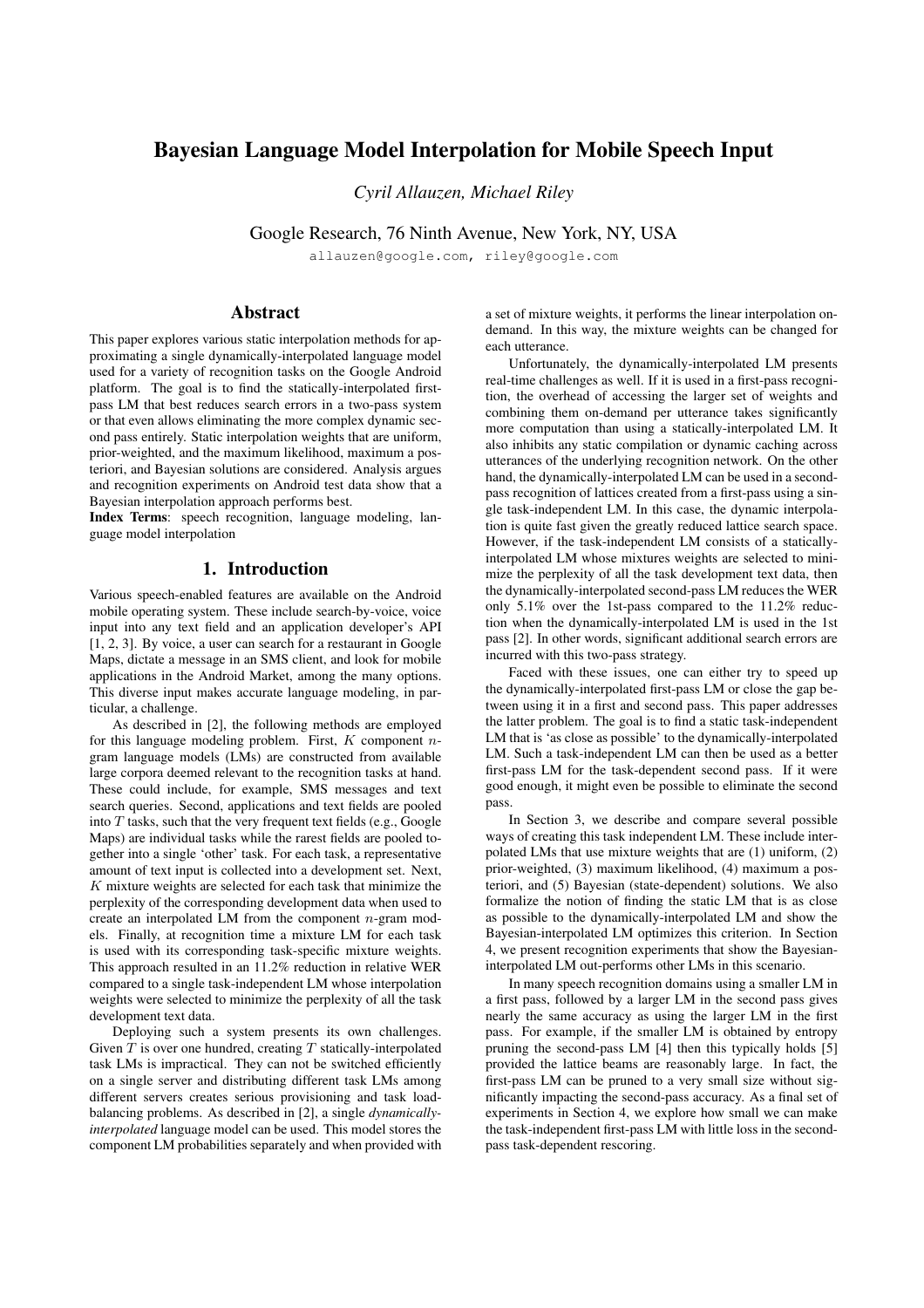# Bayesian Language Model Interpolation for Mobile Speech Input

*Cyril Allauzen, Michael Riley*

Google Research, 76 Ninth Avenue, New York, NY, USA

allauzen@google.com, riley@google.com

## Abstract

This paper explores various static interpolation methods for approximating a single dynamically-interpolated language model used for a variety of recognition tasks on the Google Android platform. The goal is to find the statically-interpolated first-pass LM that best reduces search errors in a two-pass system or that even allows eliminating the more complex dynamic second pass entirely. Static interpolation weights that are uniform, prior-weighted, and the maximum likelihood, maximum a posteriori, and Bayesian solutions are considered. Analysis argues and recognition experiments on Android test data show that a Bayesian interpolation approach performs best.

**Index Terms**: speech recognition, language modeling, language model interpolation

## 1. Introduction

Various speech-enabled features are available on the Android mobile operating system. These include search-by-voice, voice input into any text field and an application developer's API [1, 2, 3]. By voice, a user can search for a restaurant in Google Maps, dictate a message in an SMS client, and look for mobile applications in the Android Market, among the many options. This diverse input makes accurate language modeling, in particular, a challenge.

As described in [2], the following methods are employed for this language modeling problem. First, $K$ component $n$-gram language models (LMs) are constructed from available large corpora deemed relevant to the recognition tasks at hand. These could include, for example, SMS messages and text search queries. Second, applications and text fields are pooled into $T$ tasks, such that the very frequent text fields (e.g., Google Maps) are individual tasks while the rarest fields are pooled together into a single 'other' task. For each task, a representative amount of text input is collected into a development set. Next, $K$ mixture weights are selected for each task that minimize the perplexity of the corresponding development data when used to create an interpolated LM from the component $n$-gram models. Finally, at recognition time a mixture LM for each task is used with its corresponding task-specific mixture weights. This approach resulted in an 11.2% reduction in relative WER compared to a single task-independent LM whose interpolation weights were selected to minimize the perplexity of all the task development text data.

Deploying such a system presents its own challenges. Given $T$ is over one hundred, creating $T$ statically-interpolated task LMs is impractical. They can not be switched efficiently on a single server and distributing different task LMs among different servers creates serious provisioning and task load-balancing problems. As described in [2], a single *dynamically-interpolated* language model can be used. This model stores the component LM probabilities separately and when provided with a set of mixture weights, it performs the linear interpolation on-demand. In this way, the mixture weights can be changed for each utterance.

Unfortunately, the dynamically-interpolated LM presents real-time challenges as well. If it is used in a first-pass recognition, the overhead of accessing the larger set of weights and combining them on-demand per utterance takes significantly more computation than using a statically-interpolated LM. It also inhibits any static compilation or dynamic caching across utterances of the underlying recognition network. On the other hand, the dynamically-interpolated LM can be used in a second-pass recognition of lattices created from a first-pass using a single task-independent LM. In this case, the dynamic interpolation is quite fast given the greatly reduced lattice search space. However, if the task-independent LM consists of a statically-interpolated LM whose mixtures weights are selected to minimize the perplexity of all the task development text data, then the dynamically-interpolated second-pass LM reduces the WER only 5.1% over the 1st-pass compared to the 11.2% reduction when the dynamically-interpolated LM is used in the 1st pass [2]. In other words, significant additional search errors are incurred with this two-pass strategy.

Faced with these issues, one can either try to speed up the dynamically-interpolated first-pass LM or close the gap between using it in a first and second pass. This paper addresses the latter problem. The goal is to find a static task-independent LM that is 'as close as possible' to the dynamically-interpolated LM. Such a task-independent LM can then be used as a better first-pass LM for the task-dependent second pass. If it were good enough, it might even be possible to eliminate the second pass.

In Section 3, we describe and compare several possible ways of creating this task independent LM. These include interpolated LMs that use mixture weights that are (1) uniform, (2) prior-weighted, (3) maximum likelihood, (4) maximum a posteriori, and (5) Bayesian (state-dependent) solutions. We also formalize the notion of finding the static LM that is as close as possible to the dynamically-interpolated LM and show the Bayesian-interpolated LM optimizes this criterion. In Section 4, we present recognition experiments that show the Bayesian-interpolated LM out-performs other LMs in this scenario.

In many speech recognition domains using a smaller LM in a first pass, followed by a larger LM in the second pass gives nearly the same accuracy as using the larger LM in the first pass. For example, if the smaller LM is obtained by entropy pruning the second-pass LM [4] then this typically holds [5] provided the lattice beams are reasonably large. In fact, the first-pass LM can be pruned to a very small size without significantly impacting the second-pass accuracy. As a final set of experiments in Section 4, we explore how small we can make the task-independent first-pass LM with little loss in the second-pass task-dependent rescoring.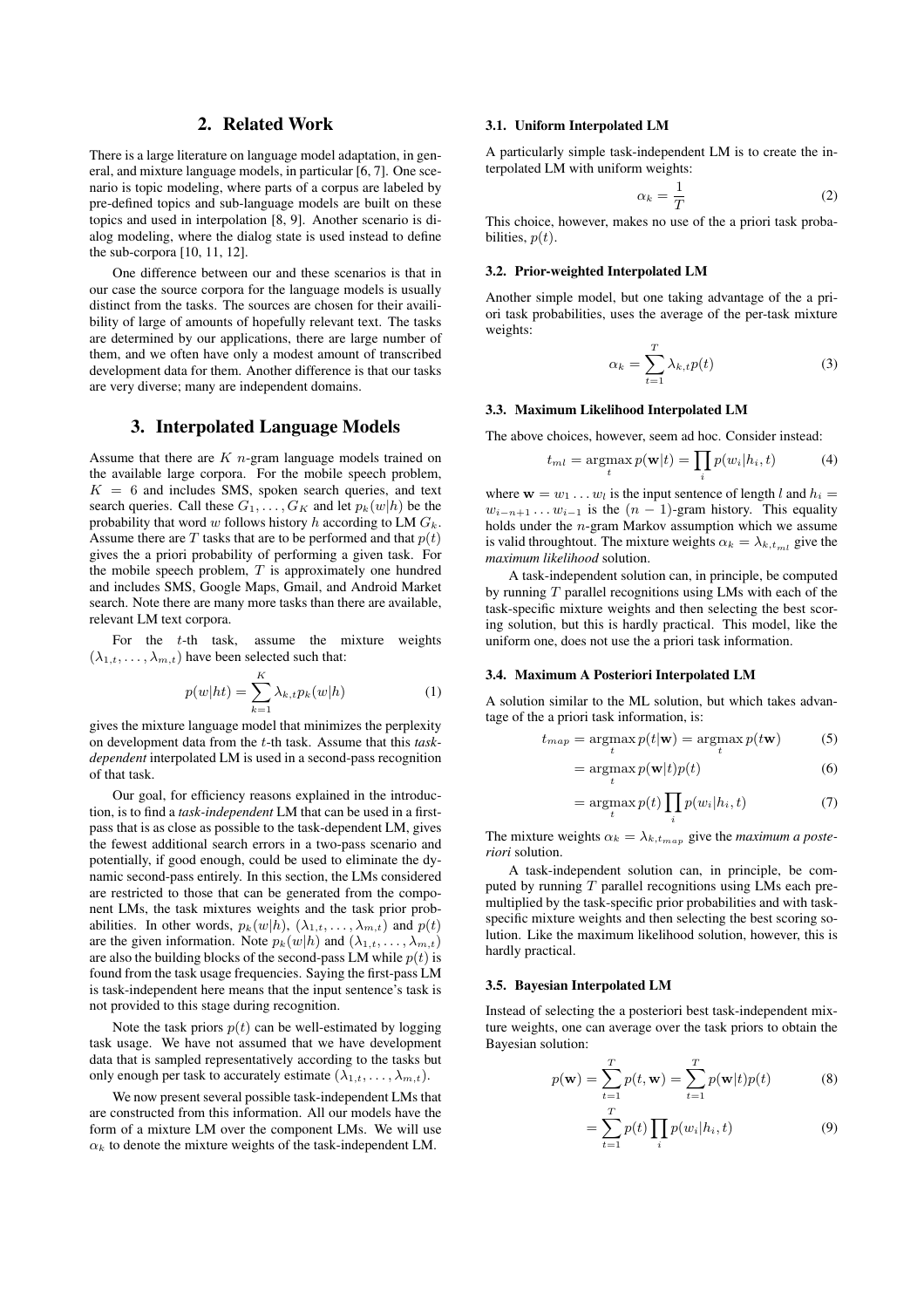## 2. Related Work

There is a large literature on language model adaptation, in general, and mixture language models, in particular [6, 7]. One scenario is topic modeling, where parts of a corpus are labeled by pre-defined topics and sub-language models are built on these topics and used in interpolation [8, 9]. Another scenario is dialog modeling, where the dialog state is used instead to define the sub-corpora [10, 11, 12].

One difference between our and these scenarios is that in our case the source corpora for the language models is usually distinct from the tasks. The sources are chosen for their availibility of large of amounts of hopefully relevant text. The tasks are determined by our applications, there are large number of them, and we often have only a modest amount of transcribed development data for them. Another difference is that our tasks are very diverse; many are independent domains.

## 3. Interpolated Language Models

Assume that there are $K$ $n$-gram language models trained on the available large corpora. For the mobile speech problem, $K = 6$ and includes SMS, spoken search queries, and text search queries. Call these $G_1, \ldots, G_K$ and let $p_k(w|h)$ be the probability that word $w$ follows history $h$ according to LM $G_k$. Assume there are $T$ tasks that are to be performed and that $p(t)$ gives the a priori probability of performing a given task. For the mobile speech problem, $T$ is approximately one hundred and includes SMS, Google Maps, Gmail, and Android Market search. Note there are many more tasks than there are available, relevant LM text corpora.

For the $t$-th task, assume the mixture weights $(\lambda_{1,t}, \ldots, \lambda_{m,t})$ have been selected such that:

$$p(w|ht) = \sum_{k=1}^{K} \lambda_{k,t} p_k(w|h) \tag{1}$$

gives the mixture language model that minimizes the perplexity on development data from the $t$-th task. Assume that this *task-dependent* interpolated LM is used in a second-pass recognition of that task.

Our goal, for efficiency reasons explained in the introduction, is to find a *task-independent* LM that can be used in a first-pass that is as close as possible to the task-dependent LM, gives the fewest additional search errors in a two-pass scenario and potentially, if good enough, could be used to eliminate the dynamic second-pass entirely. In this section, the LMs considered are restricted to those that can be generated from the component LMs, the task mixtures weights and the task prior probabilities. In other words, $p_k(w|h)$, $(\lambda_{1,t}, \ldots, \lambda_{m,t})$ and $p(t)$ are the given information. Note $p_k(w|h)$ and $(\lambda_{1,t}, \ldots, \lambda_{m,t})$ are also the building blocks of the second-pass LM while $p(t)$ is found from the task usage frequencies. Saying the first-pass LM is task-independent here means that the input sentence's task is not provided to this stage during recognition.

Note the task priors $p(t)$ can be well-estimated by logging task usage. We have not assumed that we have development data that is sampled representatively according to the tasks but only enough per task to accurately estimate $(\lambda_{1,t}, \ldots, \lambda_{m,t})$.

We now present several possible task-independent LMs that are constructed from this information. All our models have the form of a mixture LM over the component LMs. We will use $\alpha_k$ to denote the mixture weights of the task-independent LM.

### 3.1. Uniform Interpolated LM

A particularly simple task-independent LM is to create the interpolated LM with uniform weights:

$$\alpha_k = \frac{1}{T} \tag{2}$$

This choice, however, makes no use of the a priori task probabilities, $p(t)$.

### 3.2. Prior-weighted Interpolated LM

Another simple model, but one taking advantage of the a priori task probabilities, uses the average of the per-task mixture weights:

$$\alpha_k = \sum_{t=1}^{T} \lambda_{k,t} p(t) \tag{3}$$

### 3.3. Maximum Likelihood Interpolated LM

The above choices, however, seem ad hoc. Consider instead:

$$t_{ml} = \underset{t}{\operatorname{argmax}}\, p(\mathbf{w}|t) = \prod_i p(w_i|h_i, t) \tag{4}$$

where $\mathbf{w} = w_1 \ldots w_l$ is the input sentence of length $l$ and $h_i = w_{i-n+1} \ldots w_{i-1}$ is the $(n-1)$-gram history. This equality holds under the $n$-gram Markov assumption which we assume is valid throughtout. The mixture weights $\alpha_k = \lambda_{k,t_{ml}}$ give the *maximum likelihood* solution.

A task-independent solution can, in principle, be computed by running $T$ parallel recognitions using LMs with each of the task-specific mixture weights and then selecting the best scoring solution, but this is hardly practical. This model, like the uniform one, does not use the a priori task information.

### 3.4. Maximum A Posteriori Interpolated LM

A solution similar to the ML solution, but which takes advantage of the a priori task information, is:

$$t_{map} = \underset{t}{\operatorname{argmax}}\, p(t|\mathbf{w}) = \underset{t}{\operatorname{argmax}}\, p(t\mathbf{w}) \tag{5}$$

$$= \underset{t}{\operatorname{argmax}}\, p(\mathbf{w}|t)p(t) \tag{6}$$

$$= \underset{t}{\operatorname{argmax}}\, p(t) \prod_i p(w_i|h_i, t) \tag{7}$$

The mixture weights $\alpha_k = \lambda_{k,t_{map}}$ give the *maximum a posteriori* solution.

A task-independent solution can, in principle, be computed by running $T$ parallel recognitions using LMs each premultiplied by the task-specific prior probabilities and with task-specific mixture weights and then selecting the best scoring solution. Like the maximum likelihood solution, however, this is hardly practical.

### 3.5. Bayesian Interpolated LM

Instead of selecting the a posteriori best task-independent mixture weights, one can average over the task priors to obtain the Bayesian solution:

$$p(\mathbf{w}) = \sum_{t=1}^{T} p(t, \mathbf{w}) = \sum_{t=1}^{T} p(\mathbf{w}|t)p(t) \tag{8}$$

$$= \sum_{t=1}^{T} p(t) \prod_i p(w_i|h_i, t) \tag{9}$$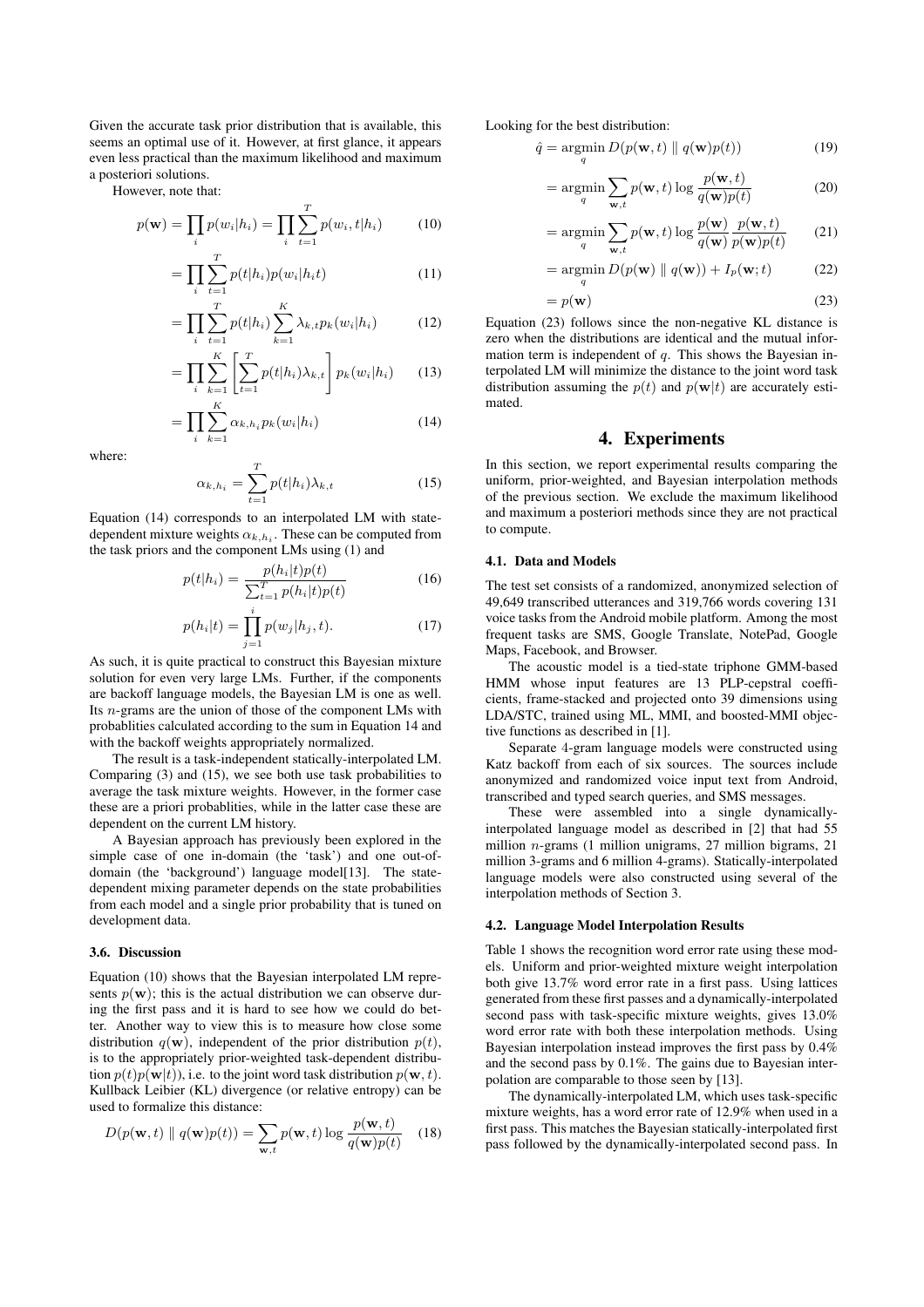Given the accurate task prior distribution that is available, this seems an optimal use of it. However, at first glance, it appears even less practical than the maximum likelihood and maximum a posteriori solutions.

However, note that:

$$p(\mathbf{w}) = \prod_i p(w_i|h_i) = \prod_i \sum_{t=1}^{T} p(w_i, t|h_i) \tag{10}$$

$$= \prod_i \sum_{t=1}^{T} p(t|h_i) p(w_i|h_i t) \tag{11}$$

$$= \prod_i \sum_{t=1}^{T} p(t|h_i) \sum_{k=1}^{K} \lambda_{k,t} p_k(w_i|h_i) \tag{12}$$

$$= \prod_i \sum_{k=1}^{K} \left[ \sum_{t=1}^{T} p(t|h_i) \lambda_{k,t} \right] p_k(w_i|h_i) \tag{13}$$

$$= \prod_i \sum_{k=1}^{K} \alpha_{k,h_i} p_k(w_i|h_i) \tag{14}$$

where:

$$\alpha_{k,h_i} = \sum_{t=1}^{T} p(t|h_i) \lambda_{k,t} \tag{15}$$

Equation (14) corresponds to an interpolated LM with state-dependent mixture weights $\alpha_{k,h_i}$. These can be computed from the task priors and the component LMs using (1) and

$$p(t|h_i) = \frac{p(h_i|t)p(t)}{\sum_{t=1}^{T} p(h_i|t)p(t)} \tag{16}$$

$$p(h_i|t) = \prod_{j=1}^{i} p(w_j|h_j, t). \tag{17}$$

As such, it is quite practical to construct this Bayesian mixture solution for even very large LMs. Further, if the components are backoff language models, the Bayesian LM is one as well. Its $n$-grams are the union of those of the component LMs with probablities calculated according to the sum in Equation 14 and with the backoff weights appropriately normalized.

The result is a task-independent statically-interpolated LM. Comparing (3) and (15), we see both use task probabilities to average the task mixture weights. However, in the former case these are a priori probablities, while in the latter case these are dependent on the current LM history.

A Bayesian approach has previously been explored in the simple case of one in-domain (the 'task') and one out-of-domain (the 'background') language model[13]. The state-dependent mixing parameter depends on the state probabilities from each model and a single prior probability that is tuned on development data.

### 3.6. Discussion

Equation (10) shows that the Bayesian interpolated LM represents $p(\mathbf{w})$; this is the actual distribution we can observe during the first pass and it is hard to see how we could do better. Another way to view this is to measure how close some distribution $q(\mathbf{w})$, independent of the prior distribution $p(t)$, is to the appropriately prior-weighted task-dependent distribution $p(t)p(\mathbf{w}|t)$), i.e. to the joint word task distribution $p(\mathbf{w}, t)$. Kullback Leibier (KL) divergence (or relative entropy) can be used to formalize this distance:

$$D(p(\mathbf{w}, t) \parallel q(\mathbf{w})p(t)) = \sum_{\mathbf{w},t} p(\mathbf{w}, t) \log \frac{p(\mathbf{w}, t)}{q(\mathbf{w})p(t)} \tag{18}$$

Looking for the best distribution:

$$\hat{q} = \operatorname*{argmin}_q D(p(\mathbf{w}, t) \parallel q(\mathbf{w})p(t)) \tag{19}$$

$$= \operatorname*{argmin}_q \sum_{\mathbf{w},t} p(\mathbf{w}, t) \log \frac{p(\mathbf{w}, t)}{q(\mathbf{w})p(t)} \tag{20}$$

$$= \operatorname*{argmin}_q \sum_{\mathbf{w},t} p(\mathbf{w}, t) \log \frac{p(\mathbf{w})}{q(\mathbf{w})} \frac{p(\mathbf{w}, t)}{p(\mathbf{w})p(t)} \tag{21}$$

$$= \operatorname*{argmin}_q D(p(\mathbf{w}) \parallel q(\mathbf{w})) + I_p(\mathbf{w}; t) \tag{22}$$

$$= p(\mathbf{w}) \tag{23}$$

Equation (23) follows since the non-negative KL distance is zero when the distributions are identical and the mutual information term is independent of $q$. This shows the Bayesian interpolated LM will minimize the distance to the joint word task distribution assuming the $p(t)$ and $p(\mathbf{w}|t)$ are accurately estimated.

## 4. Experiments

In this section, we report experimental results comparing the uniform, prior-weighted, and Bayesian interpolation methods of the previous section. We exclude the maximum likelihood and maximum a posteriori methods since they are not practical to compute.

### 4.1. Data and Models

The test set consists of a randomized, anonymized selection of 49,649 transcribed utterances and 319,766 words covering 131 voice tasks from the Android mobile platform. Among the most frequent tasks are SMS, Google Translate, NotePad, Google Maps, Facebook, and Browser.

The acoustic model is a tied-state triphone GMM-based HMM whose input features are 13 PLP-cepstral coefficients, frame-stacked and projected onto 39 dimensions using LDA/STC, trained using ML, MMI, and boosted-MMI objective functions as described in [1].

Separate 4-gram language models were constructed using Katz backoff from each of six sources. The sources include anonymized and randomized voice input text from Android, transcribed and typed search queries, and SMS messages.

These were assembled into a single dynamically-interpolated language model as described in [2] that had 55 million $n$-grams (1 million unigrams, 27 million bigrams, 21 million 3-grams and 6 million 4-grams). Statically-interpolated language models were also constructed using several of the interpolation methods of Section 3.

### 4.2. Language Model Interpolation Results

Table 1 shows the recognition word error rate using these models. Uniform and prior-weighted mixture weight interpolation both give 13.7% word error rate in a first pass. Using lattices generated from these first passes and a dynamically-interpolated second pass with task-specific mixture weights, gives 13.0% word error rate with both these interpolation methods. Using Bayesian interpolation instead improves the first pass by 0.4% and the second pass by 0.1%. The gains due to Bayesian interpolation are comparable to those seen by [13].

The dynamically-interpolated LM, which uses task-specific mixture weights, has a word error rate of 12.9% when used in a first pass. This matches the Bayesian statically-interpolated first pass followed by the dynamically-interpolated second pass. In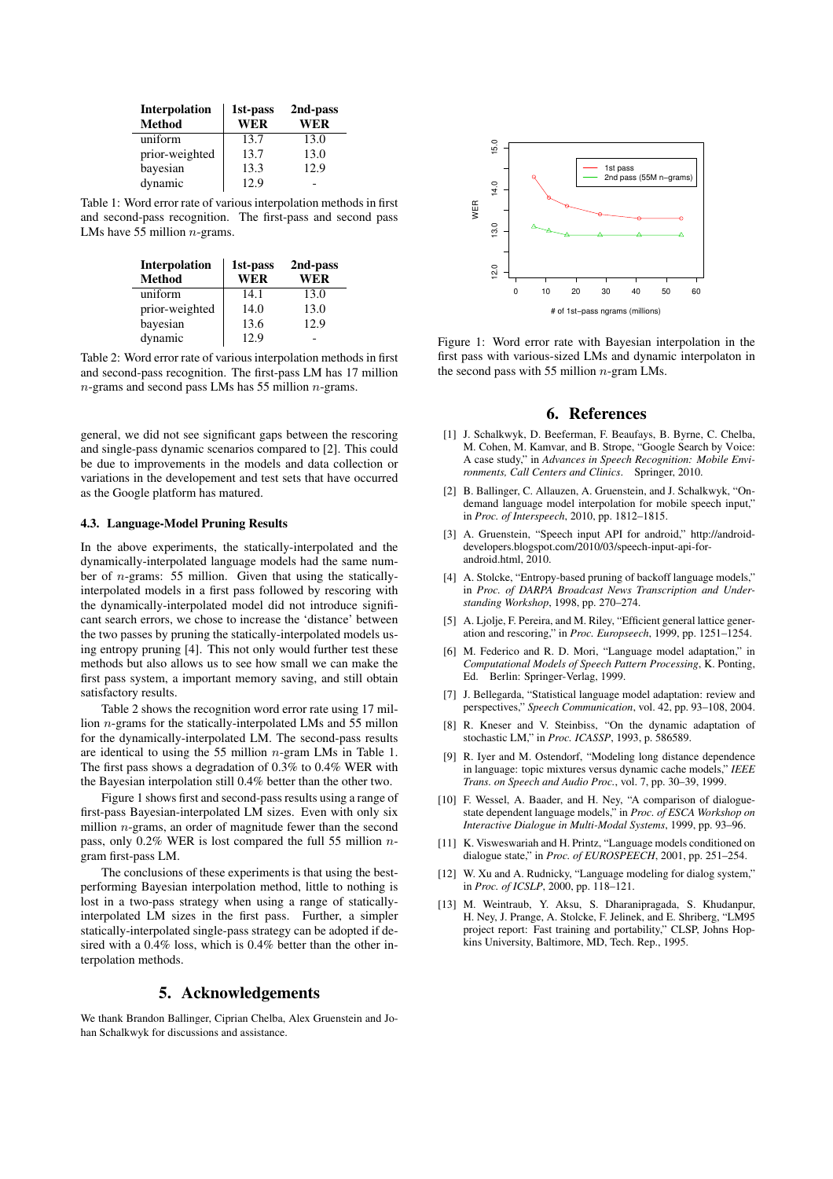| Interpolation Method | 1st-pass WER | 2nd-pass WER |
|---|---|---|
| uniform | 13.7 | 13.0 |
| prior-weighted | 13.7 | 13.0 |
| bayesian | 13.3 | 12.9 |
| dynamic | 12.9 | - |

Table 1: Word error rate of various interpolation methods in first and second-pass recognition. The first-pass and second pass LMs have 55 million $n$-grams.

| Interpolation Method | 1st-pass WER | 2nd-pass WER |
|---|---|---|
| uniform | 14.1 | 13.0 |
| prior-weighted | 14.0 | 13.0 |
| bayesian | 13.6 | 12.9 |
| dynamic | 12.9 | - |

Table 2: Word error rate of various interpolation methods in first and second-pass recognition. The first-pass LM has 17 million $n$-grams and second pass LMs has 55 million $n$-grams.

general, we did not see significant gaps between the rescoring and single-pass dynamic scenarios compared to [2]. This could be due to improvements in the models and data collection or variations in the developement and test sets that have occurred as the Google platform has matured.

### 4.3. Language-Model Pruning Results

In the above experiments, the statically-interpolated and the dynamically-interpolated language models had the same number of $n$-grams: 55 million. Given that using the statically-interpolated models in a first pass followed by rescoring with the dynamically-interpolated model did not introduce significant search errors, we chose to increase the 'distance' between the two passes by pruning the statically-interpolated models using entropy pruning [4]. This not only would further test these methods but also allows us to see how small we can make the first pass system, a important memory saving, and still obtain satisfactory results.

Table 2 shows the recognition word error rate using 17 million $n$-grams for the statically-interpolated LMs and 55 millon for the dynamically-interpolated LM. The second-pass results are identical to using the 55 million $n$-gram LMs in Table 1. The first pass shows a degradation of 0.3% to 0.4% WER with the Bayesian interpolation still 0.4% better than the other two.

Figure 1 shows first and second-pass results using a range of first-pass Bayesian-interpolated LM sizes. Even with only six million $n$-grams, an order of magnitude fewer than the second pass, only 0.2% WER is lost compared the full 55 million $n$-gram first-pass LM.

The conclusions of these experiments is that using the best-performing Bayesian interpolation method, little to nothing is lost in a two-pass strategy when using a range of statically-interpolated LM sizes in the first pass. Further, a simpler statically-interpolated single-pass strategy can be adopted if desired with a 0.4% loss, which is 0.4% better than the other interpolation methods.

## 5. Acknowledgements

We thank Brandon Ballinger, Ciprian Chelba, Alex Gruenstein and Johan Schalkwyk for discussions and assistance.

WER
15.0
14.0
13.0
12.0
1st pass
2nd pass (55M n−grams)
0 10 20 30 40 50 60
# of 1st−pass ngrams (millions)

Figure 1: Word error rate with Bayesian interpolation in the first pass with various-sized LMs and dynamic interpolaton in the second pass with 55 million $n$-gram LMs.

## 6. References

[1] J. Schalkwyk, D. Beeferman, F. Beaufays, B. Byrne, C. Chelba, M. Cohen, M. Kamvar, and B. Strope, "Google Search by Voice: A case study," in *Advances in Speech Recognition: Mobile Environments, Call Centers and Clinics*. Springer, 2010.

[2] B. Ballinger, C. Allauzen, A. Gruenstein, and J. Schalkwyk, "On-demand language model interpolation for mobile speech input," in *Proc. of Interspeech*, 2010, pp. 1812–1815.

[3] A. Gruenstein, "Speech input API for android," http://android-developers.blogspot.com/2010/03/speech-input-api-for-android.html, 2010.

[4] A. Stolcke, "Entropy-based pruning of backoff language models," in *Proc. of DARPA Broadcast News Transcription and Understanding Workshop*, 1998, pp. 270–274.

[5] A. Ljolje, F. Pereira, and M. Riley, "Efficient general lattice generation and rescoring," in *Proc. Europseech*, 1999, pp. 1251–1254.

[6] M. Federico and R. D. Mori, "Language model adaptation," in *Computational Models of Speech Pattern Processing*, K. Ponting, Ed. Berlin: Springer-Verlag, 1999.

[7] J. Bellegarda, "Statistical language model adaptation: review and perspectives," *Speech Communication*, vol. 42, pp. 93–108, 2004.

[8] R. Kneser and V. Steinbiss, "On the dynamic adaptation of stochastic LM," in *Proc. ICASSP*, 1993, p. 586589.

[9] R. Iyer and M. Ostendorf, "Modeling long distance dependence in language: topic mixtures versus dynamic cache models," *IEEE Trans. on Speech and Audio Proc.*, vol. 7, pp. 30–39, 1999.

[10] F. Wessel, A. Baader, and H. Ney, "A comparison of dialogue-state dependent language models," in *Proc. of ESCA Workshop on Interactive Dialogue in Multi-Modal Systems*, 1999, pp. 93–96.

[11] K. Visweswariah and H. Printz, "Language models conditioned on dialogue state," in *Proc. of EUROSPEECH*, 2001, pp. 251–254.

[12] W. Xu and A. Rudnicky, "Language modeling for dialog system," in *Proc. of ICSLP*, 2000, pp. 118–121.

[13] M. Weintraub, Y. Aksu, S. Dharanipragada, S. Khudanpur, H. Ney, J. Prange, A. Stolcke, F. Jelinek, and E. Shriberg, "LM95 project report: Fast training and portability," CLSP, Johns Hopkins University, Baltimore, MD, Tech. Rep., 1995.